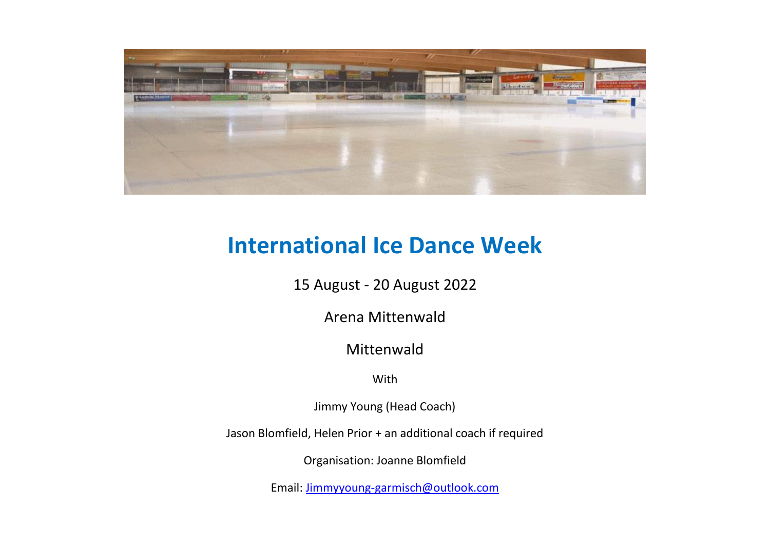# International Ice Dance Week

15 August - 20 August 2022

Arena Mittenwald

Mittenwald

With

Jimmy Young (Head Coach)

Jason Blomfield, Helen Prior + an additional coach if required

Organisation: Joanne Blomfield

Email: Jimmyyoung-garmisch@outlook.com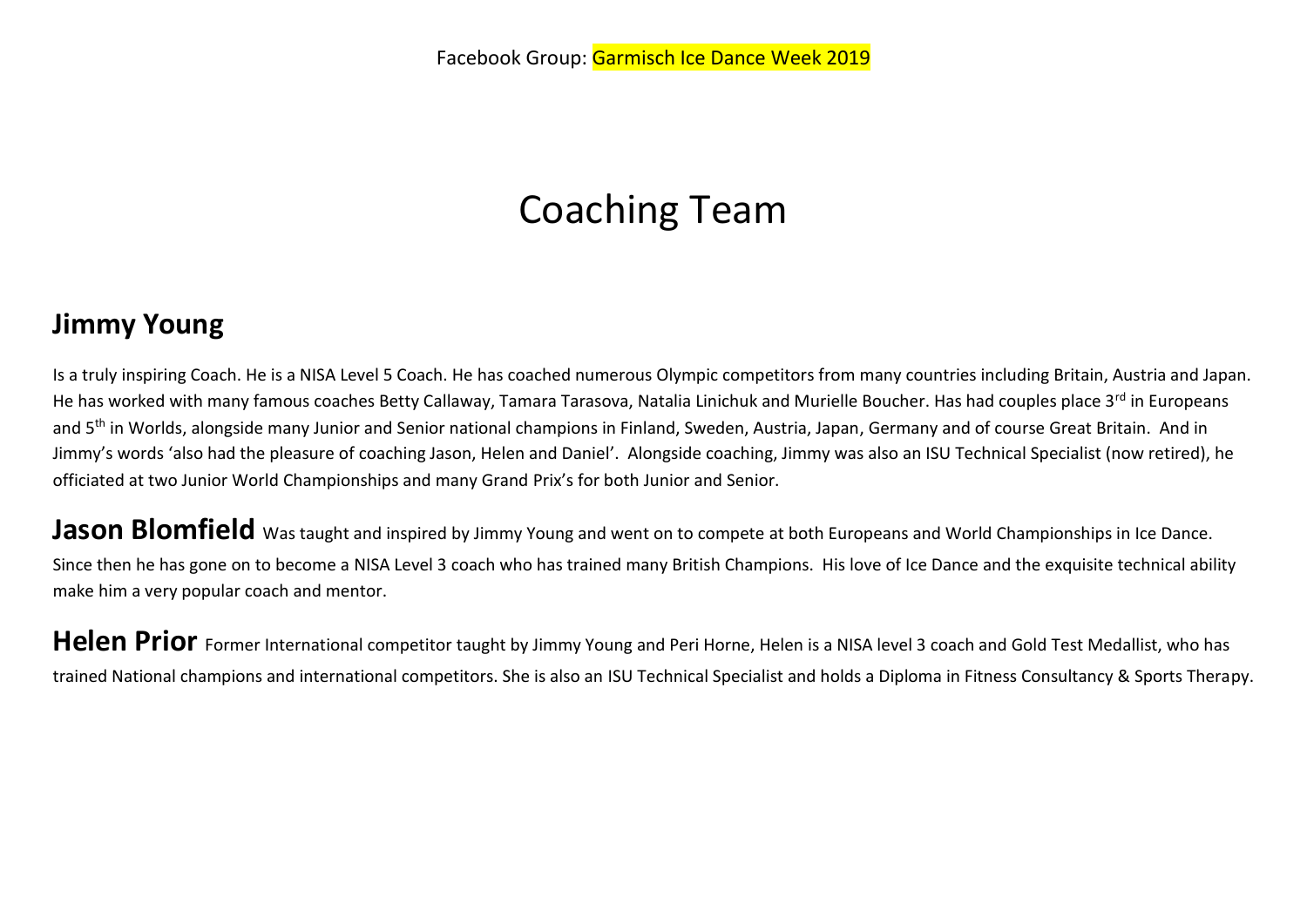Facebook Group: Garmisch Ice Dance Week 2019

# Coaching Team

## Jimmy Young

Is a truly inspiring Coach. He is a NISA Level 5 Coach. He has coached numerous Olympic competitors from many countries including Britain, Austria and Japan. He has worked with many famous coaches Betty Callaway, Tamara Tarasova, Natalia Linichuk and Murielle Boucher. Has had couples place 3rd in Europeans and 5th in Worlds, alongside many Junior and Senior national champions in Finland, Sweden, Austria, Japan, Germany and of course Great Britain. And in Jimmy's words 'also had the pleasure of coaching Jason, Helen and Daniel'. Alongside coaching, Jimmy was also an ISU Technical Specialist (now retired), he officiated at two Junior World Championships and many Grand Prix's for both Junior and Senior.

**Jason Blomfield** Was taught and inspired by Jimmy Young and went on to compete at both Europeans and World Championships in Ice Dance. Since then he has gone on to become a NISA Level 3 coach who has trained many British Champions. His love of Ice Dance and the exquisite technical ability make him a very popular coach and mentor.

**Helen Prior** Former International competitor taught by Jimmy Young and Peri Horne, Helen is a NISA level 3 coach and Gold Test Medallist, who has trained National champions and international competitors. She is also an ISU Technical Specialist and holds a Diploma in Fitness Consultancy & Sports Therapy.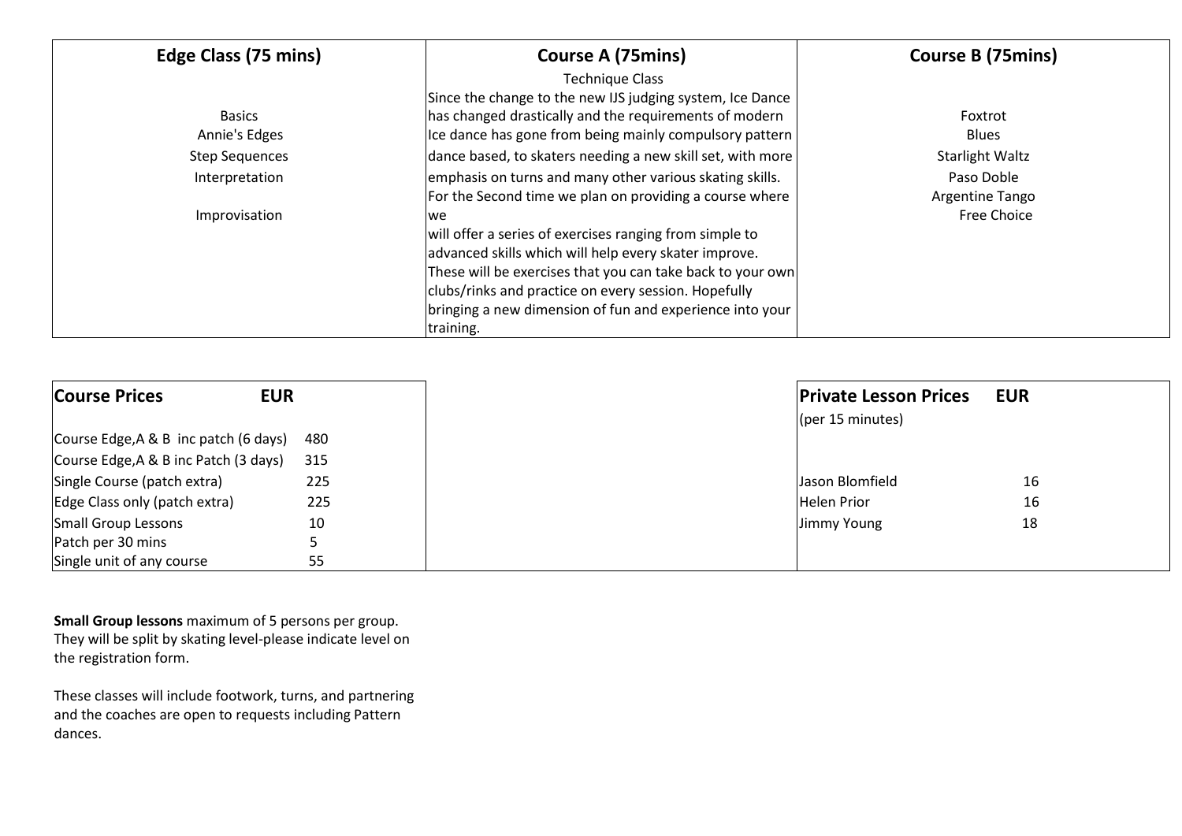| Edge Class (75 mins) | Course A (75mins) | Course B (75mins) |
| --- | --- | --- |
| Basics<br>Annie's Edges<br>Step Sequences<br>Interpretation<br>Improvisation | Technique Class<br>Since the change to the new IJS judging system, Ice Dance has changed drastically and the requirements of modern Ice dance has gone from being mainly compulsory pattern dance based, to skaters needing a new skill set, with more emphasis on turns and many other various skating skills. For the Second time we plan on providing a course where we will offer a series of exercises ranging from simple to advanced skills which will help every skater improve. These will be exercises that you can take back to your own clubs/rinks and practice on every session. Hopefully bringing a new dimension of fun and experience into your training. | Foxtrot<br>Blues<br>Starlight Waltz<br>Paso Doble<br>Argentine Tango<br>Free Choice |

| Course Prices | EUR |
| --- | --- |
| Course Edge,A & B inc patch (6 days) | 480 |
| Course Edge,A & B inc Patch (3 days) | 315 |
| Single Course (patch extra) | 225 |
| Edge Class only (patch extra) | 225 |
| Small Group Lessons | 10 |
| Patch per 30 mins | 5 |
| Single unit of any course | 55 |

| Private Lesson Prices (per 15 minutes) | EUR |
| --- | --- |
| Jason Blomfield | 16 |
| Helen Prior | 16 |
| Jimmy Young | 18 |

**Small Group lessons** maximum of 5 persons per group. They will be split by skating level-please indicate level on the registration form.

These classes will include footwork, turns, and partnering and the coaches are open to requests including Pattern dances.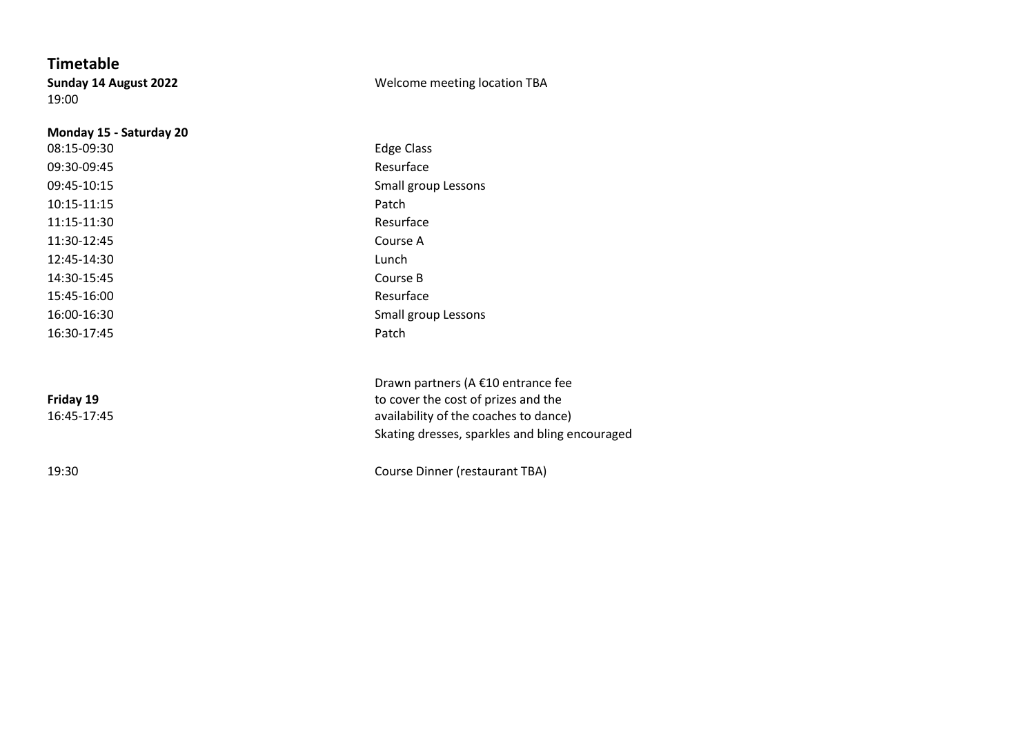## Timetable

**Sunday 14 August 2022**
19:00 — Welcome meeting location TBA

**Monday 15 - Saturday 20**

| | |
|---|---|
| 08:15-09:30 | Edge Class |
| 09:30-09:45 | Resurface |
| 09:45-10:15 | Small group Lessons |
| 10:15-11:15 | Patch |
| 11:15-11:30 | Resurface |
| 11:30-12:45 | Course A |
| 12:45-14:30 | Lunch |
| 14:30-15:45 | Course B |
| 15:45-16:00 | Resurface |
| 16:00-16:30 | Small group Lessons |
| 16:30-17:45 | Patch |

**Friday 19**
16:45-17:45 — Drawn partners (A €10 entrance fee to cover the cost of prizes and the availability of the coaches to dance)
Skating dresses, sparkles and bling encouraged

19:30 — Course Dinner (restaurant TBA)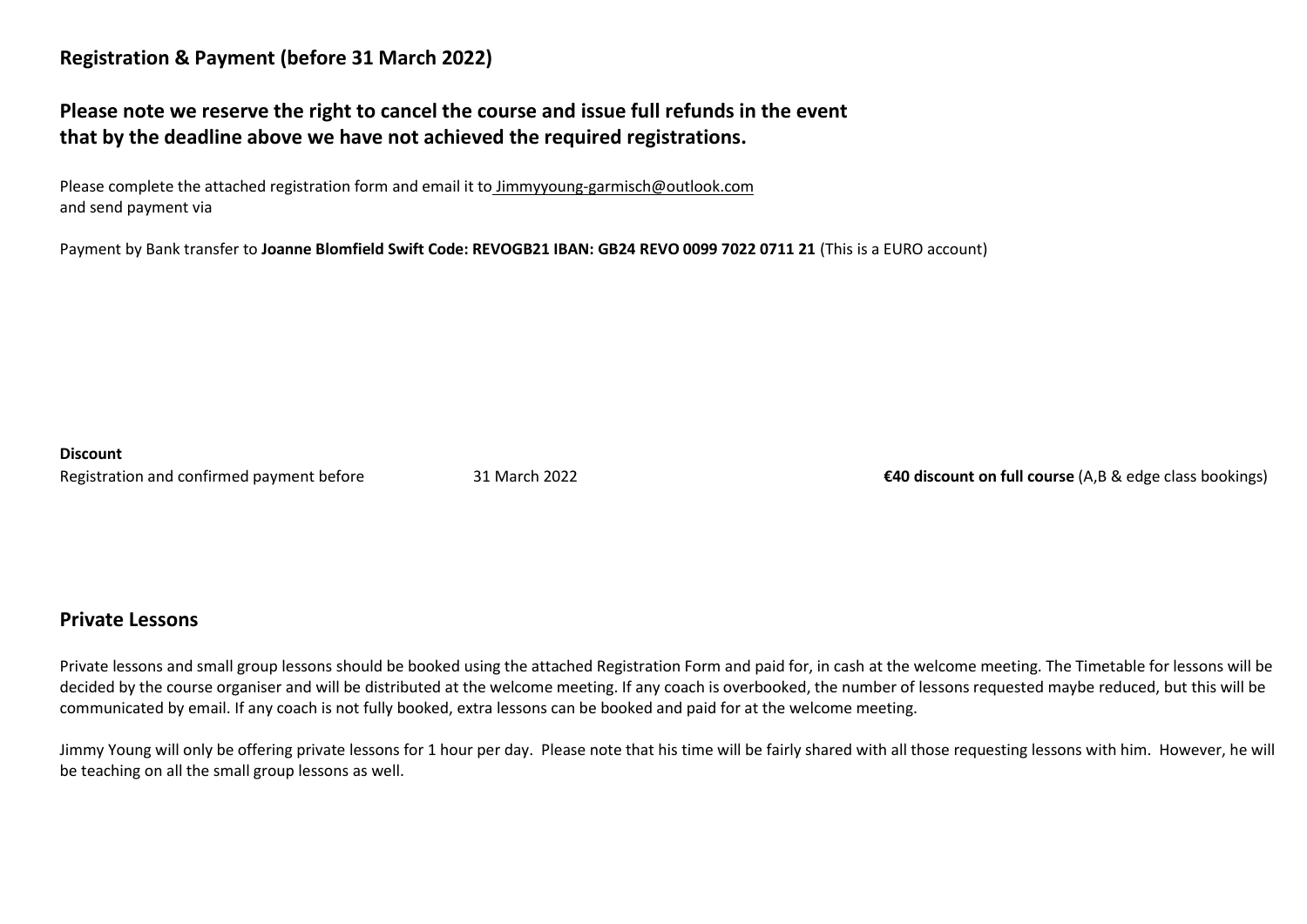## Registration & Payment (before 31 March 2022)

### Please note we reserve the right to cancel the course and issue full refunds in the event that by the deadline above we have not achieved the required registrations.

Please complete the attached registration form and email it to Jimmyyoung-garmisch@outlook.com
and send payment via

Payment by Bank transfer to **Joanne Blomfield Swift Code: REVOGB21 IBAN: GB24 REVO 0099 7022 0711 21** (This is a EURO account)

**Discount**

Registration and confirmed payment before 31 March 2022 **€40 discount on full course** (A,B & edge class bookings)

## Private Lessons

Private lessons and small group lessons should be booked using the attached Registration Form and paid for, in cash at the welcome meeting. The Timetable for lessons will be decided by the course organiser and will be distributed at the welcome meeting. If any coach is overbooked, the number of lessons requested maybe reduced, but this will be communicated by email. If any coach is not fully booked, extra lessons can be booked and paid for at the welcome meeting.

Jimmy Young will only be offering private lessons for 1 hour per day. Please note that his time will be fairly shared with all those requesting lessons with him. However, he will be teaching on all the small group lessons as well.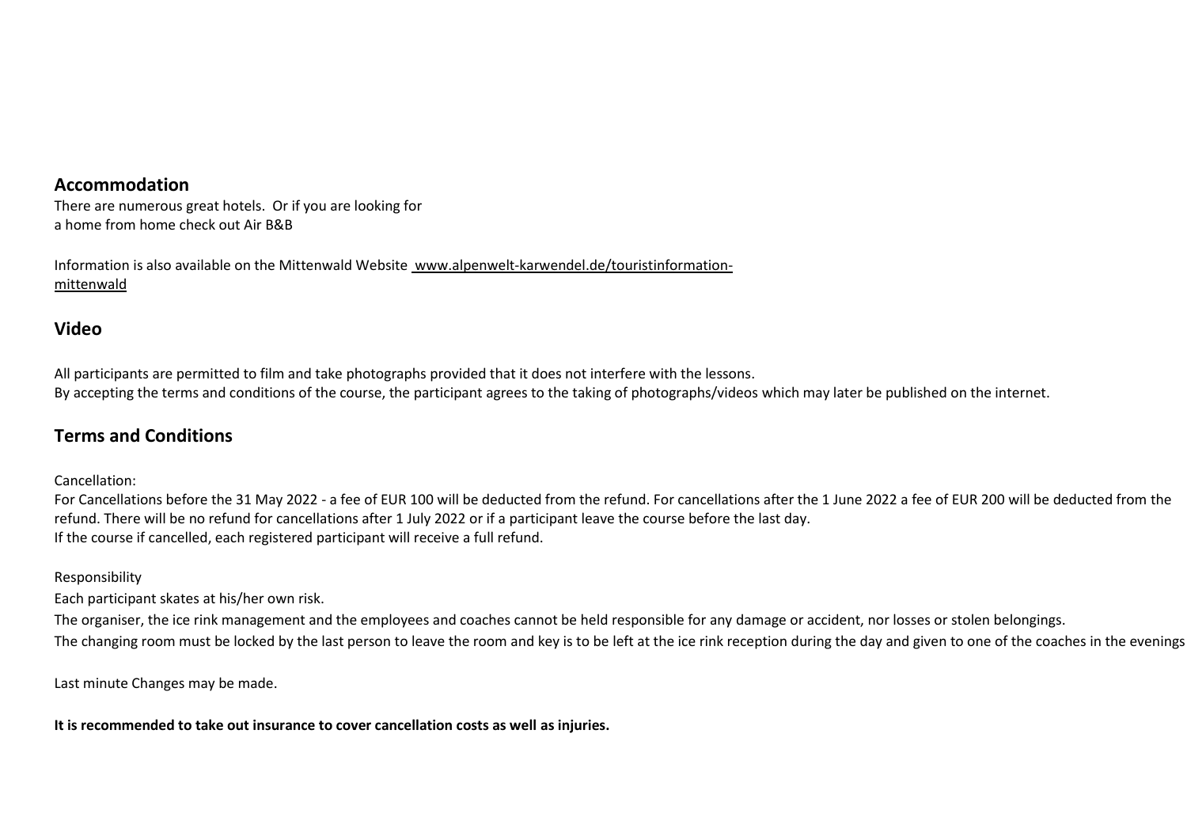## Accommodation

There are numerous great hotels.  Or if you are looking for a home from home check out Air B&B

Information is also available on the Mittenwald Website www.alpenwelt-karwendel.de/touristinformation-mittenwald

## Video

All participants are permitted to film and take photographs provided that it does not interfere with the lessons.
By accepting the terms and conditions of the course, the participant agrees to the taking of photographs/videos which may later be published on the internet.

## Terms and Conditions

Cancellation:

For Cancellations before the 31 May 2022 - a fee of EUR 100 will be deducted from the refund. For cancellations after the 1 June 2022 a fee of EUR 200 will be deducted from the refund. There will be no refund for cancellations after 1 July 2022 or if a participant leave the course before the last day.
If the course if cancelled, each registered participant will receive a full refund.

Responsibility

Each participant skates at his/her own risk.

The organiser, the ice rink management and the employees and coaches cannot be held responsible for any damage or accident, nor losses or stolen belongings.

The changing room must be locked by the last person to leave the room and key is to be left at the ice rink reception during the day and given to one of the coaches in the evenings

Last minute Changes may be made.

**It is recommended to take out insurance to cover cancellation costs as well as injuries.**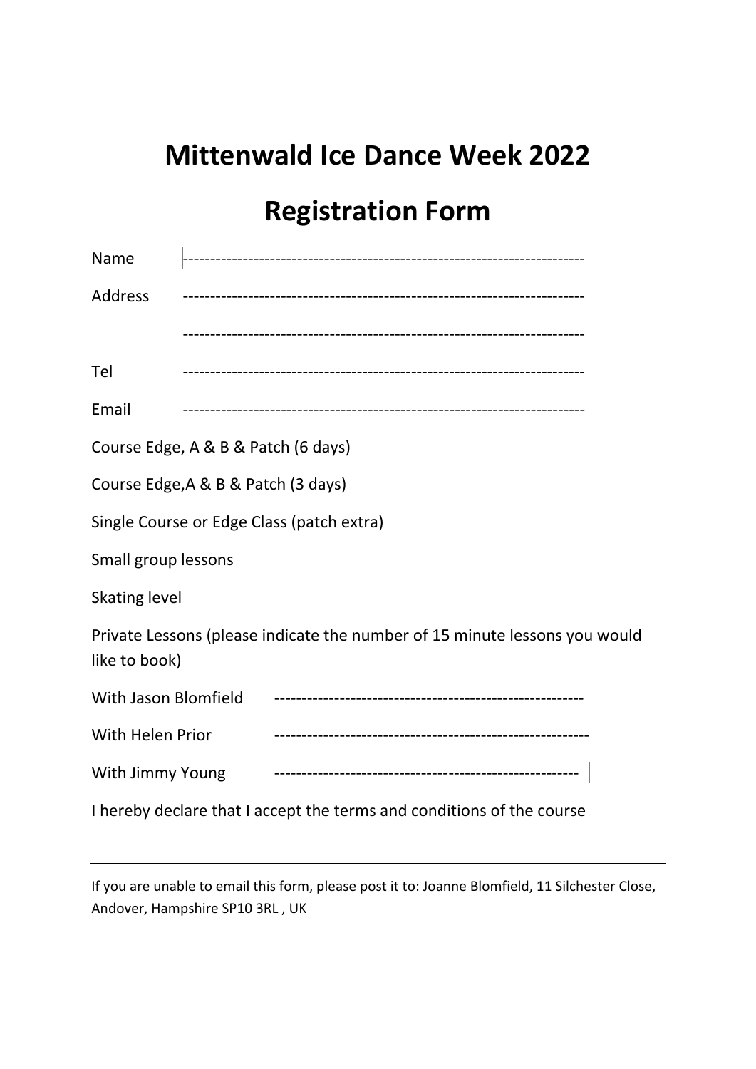# Mittenwald Ice Dance Week 2022

# Registration Form

Name ------------------------------------------------------------------------

Address ------------------------------------------------------------------------

------------------------------------------------------------------------

Tel ------------------------------------------------------------------------

Email ------------------------------------------------------------------------

Course Edge, A & B & Patch (6 days)

Course Edge,A & B & Patch (3 days)

Single Course or Edge Class (patch extra)

Small group lessons

Skating level

Private Lessons (please indicate the number of 15 minute lessons you would like to book)

With Jason Blomfield --------------------------------------------------------

With Helen Prior ---------------------------------------------------------

With Jimmy Young -------------------------------------------------------

I hereby declare that I accept the terms and conditions of the course

---

If you are unable to email this form, please post it to: Joanne Blomfield, 11 Silchester Close, Andover, Hampshire SP10 3RL , UK